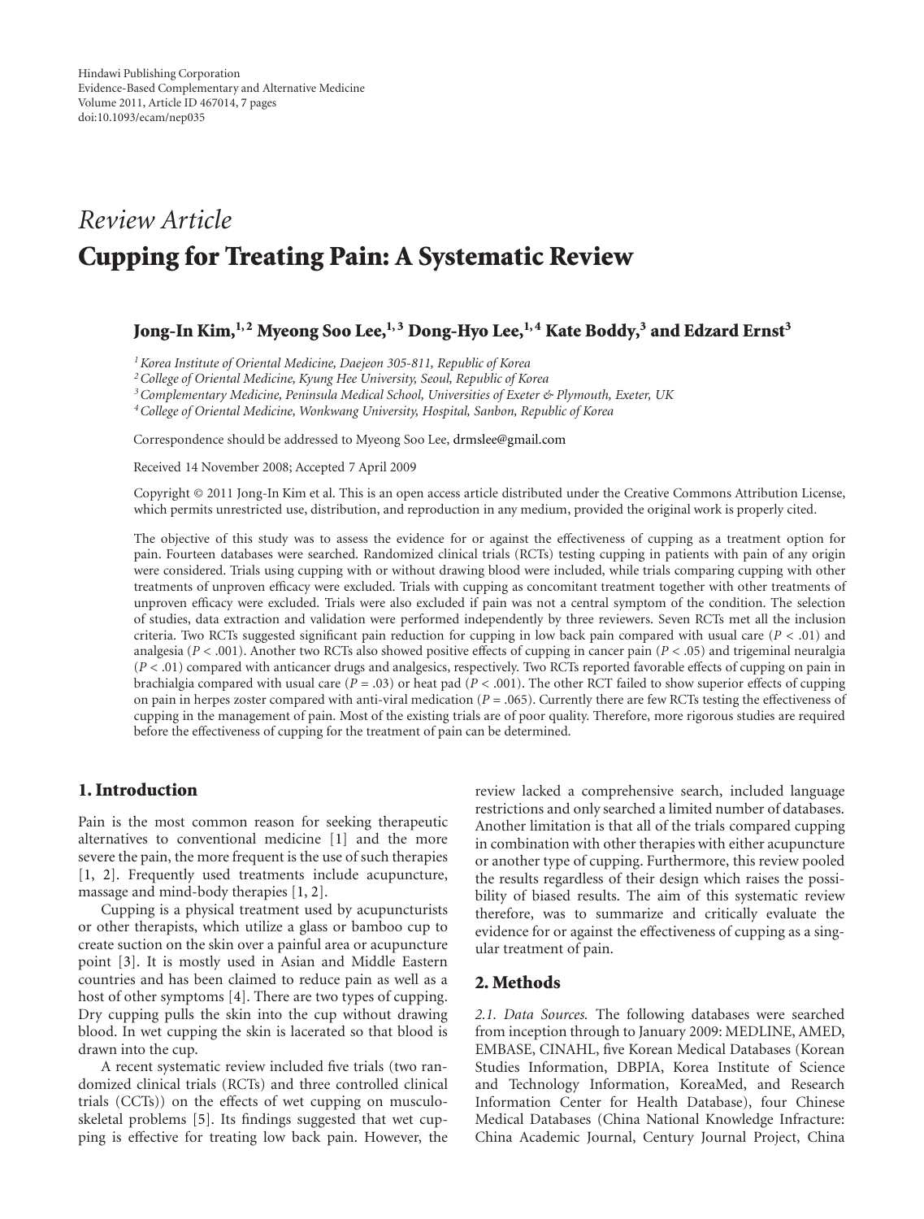Hindawi Publishing Corporation
Evidence-Based Complementary and Alternative Medicine
Volume 2011, Article ID 467014, 7 pages
doi:10.1093/ecam/nep035

*Review Article*

# Cupping for Treating Pain: A Systematic Review

**Jong-In Kim,[1,2] Myeong Soo Lee,[1,3] Dong-Hyo Lee,[1,4] Kate Boddy,[3] and Edzard Ernst[3]**

[1] *Korea Institute of Oriental Medicine, Daejeon 305-811, Republic of Korea*
[2] *College of Oriental Medicine, Kyung Hee University, Seoul, Republic of Korea*
[3] *Complementary Medicine, Peninsula Medical School, Universities of Exeter & Plymouth, Exeter, UK*
[4] *College of Oriental Medicine, Wonkwang University, Hospital, Sanbon, Republic of Korea*

Correspondence should be addressed to Myeong Soo Lee, drmslee@gmail.com

Received 14 November 2008; Accepted 7 April 2009

Copyright © 2011 Jong-In Kim et al. This is an open access article distributed under the Creative Commons Attribution License, which permits unrestricted use, distribution, and reproduction in any medium, provided the original work is properly cited.

The objective of this study was to assess the evidence for or against the effectiveness of cupping as a treatment option for pain. Fourteen databases were searched. Randomized clinical trials (RCTs) testing cupping in patients with pain of any origin were considered. Trials using cupping with or without drawing blood were included, while trials comparing cupping with other treatments of unproven efficacy were excluded. Trials with cupping as concomitant treatment together with other treatments of unproven efficacy were excluded. Trials were also excluded if pain was not a central symptom of the condition. The selection of studies, data extraction and validation were performed independently by three reviewers. Seven RCTs met all the inclusion criteria. Two RCTs suggested significant pain reduction for cupping in low back pain compared with usual care ($P < .01$) and analgesia ($P < .001$). Another two RCTs also showed positive effects of cupping in cancer pain ($P < .05$) and trigeminal neuralgia ($P < .01$) compared with anticancer drugs and analgesics, respectively. Two RCTs reported favorable effects of cupping on pain in brachialgia compared with usual care ($P = .03$) or heat pad ($P < .001$). The other RCT failed to show superior effects of cupping on pain in herpes zoster compared with anti-viral medication ($P = .065$). Currently there are few RCTs testing the effectiveness of cupping in the management of pain. Most of the existing trials are of poor quality. Therefore, more rigorous studies are required before the effectiveness of cupping for the treatment of pain can be determined.

## 1. Introduction

Pain is the most common reason for seeking therapeutic alternatives to conventional medicine [1] and the more severe the pain, the more frequent is the use of such therapies [1, 2]. Frequently used treatments include acupuncture, massage and mind-body therapies [1, 2].

Cupping is a physical treatment used by acupuncturists or other therapists, which utilize a glass or bamboo cup to create suction on the skin over a painful area or acupuncture point [3]. It is mostly used in Asian and Middle Eastern countries and has been claimed to reduce pain as well as a host of other symptoms [4]. There are two types of cupping. Dry cupping pulls the skin into the cup without drawing blood. In wet cupping the skin is lacerated so that blood is drawn into the cup.

A recent systematic review included five trials (two randomized clinical trials (RCTs) and three controlled clinical trials (CCTs)) on the effects of wet cupping on musculoskeletal problems [5]. Its findings suggested that wet cupping is effective for treating low back pain. However, the review lacked a comprehensive search, included language restrictions and only searched a limited number of databases. Another limitation is that all of the trials compared cupping in combination with other therapies with either acupuncture or another type of cupping. Furthermore, this review pooled the results regardless of their design which raises the possibility of biased results. The aim of this systematic review therefore, was to summarize and critically evaluate the evidence for or against the effectiveness of cupping as a singular treatment of pain.

## 2. Methods

*2.1. Data Sources.* The following databases were searched from inception through to January 2009: MEDLINE, AMED, EMBASE, CINAHL, five Korean Medical Databases (Korean Studies Information, DBPIA, Korea Institute of Science and Technology Information, KoreaMed, and Research Information Center for Health Database), four Chinese Medical Databases (China National Knowledge Infracture: China Academic Journal, Century Journal Project, China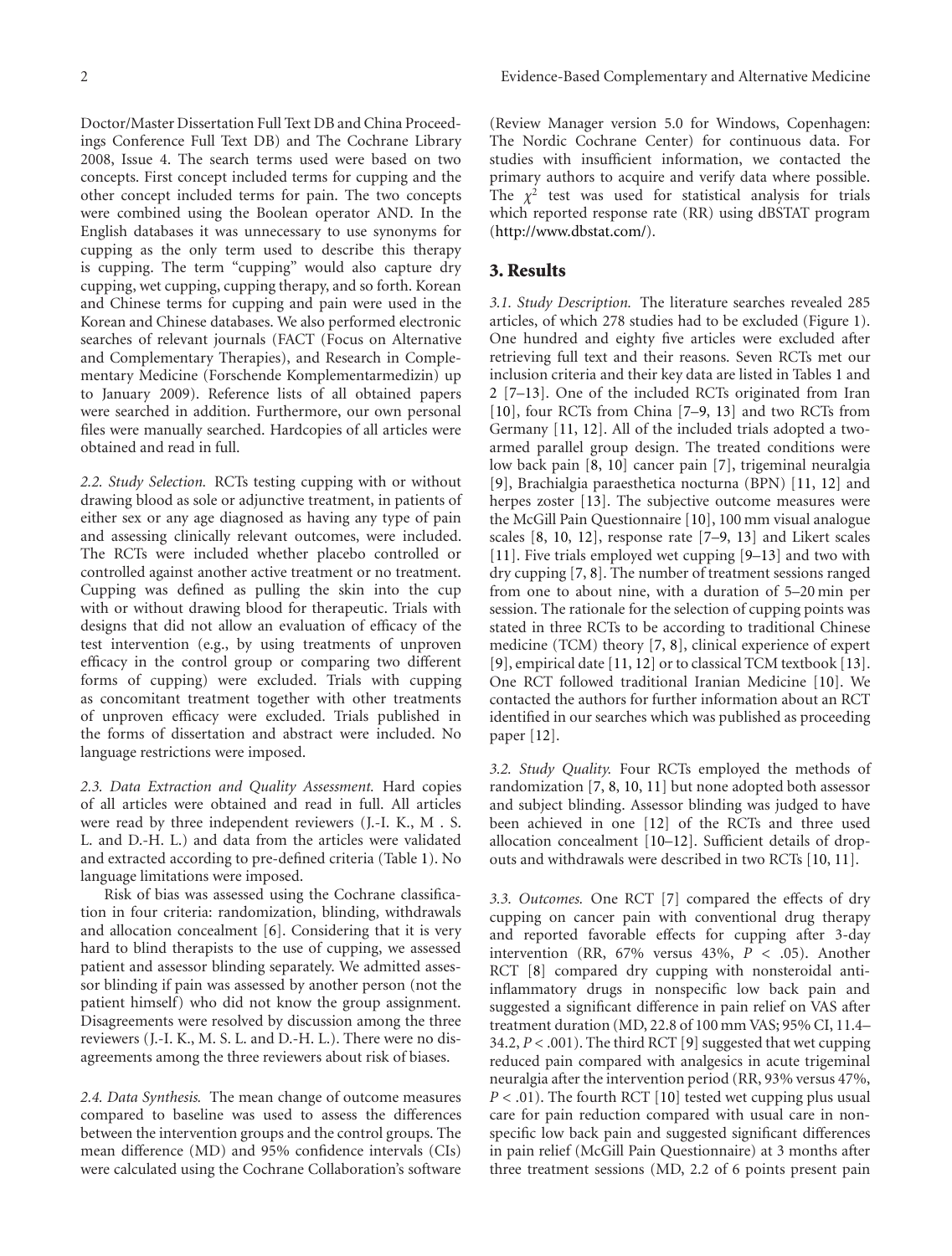Doctor/Master Dissertation Full Text DB and China Proceedings Conference Full Text DB) and The Cochrane Library 2008, Issue 4. The search terms used were based on two concepts. First concept included terms for cupping and the other concept included terms for pain. The two concepts were combined using the Boolean operator AND. In the English databases it was unnecessary to use synonyms for cupping as the only term used to describe this therapy is cupping. The term "cupping" would also capture dry cupping, wet cupping, cupping therapy, and so forth. Korean and Chinese terms for cupping and pain were used in the Korean and Chinese databases. We also performed electronic searches of relevant journals (FACT (Focus on Alternative and Complementary Therapies), and Research in Complementary Medicine (Forschende Komplementarmedizin) up to January 2009). Reference lists of all obtained papers were searched in addition. Furthermore, our own personal files were manually searched. Hardcopies of all articles were obtained and read in full.

*2.2. Study Selection.* RCTs testing cupping with or without drawing blood as sole or adjunctive treatment, in patients of either sex or any age diagnosed as having any type of pain and assessing clinically relevant outcomes, were included. The RCTs were included whether placebo controlled or controlled against another active treatment or no treatment. Cupping was defined as pulling the skin into the cup with or without drawing blood for therapeutic. Trials with designs that did not allow an evaluation of efficacy of the test intervention (e.g., by using treatments of unproven efficacy in the control group or comparing two different forms of cupping) were excluded. Trials with cupping as concomitant treatment together with other treatments of unproven efficacy were excluded. Trials published in the forms of dissertation and abstract were included. No language restrictions were imposed.

*2.3. Data Extraction and Quality Assessment.* Hard copies of all articles were obtained and read in full. All articles were read by three independent reviewers (J.-I. K., M . S. L. and D.-H. L.) and data from the articles were validated and extracted according to pre-defined criteria (Table 1). No language limitations were imposed.

Risk of bias was assessed using the Cochrane classification in four criteria: randomization, blinding, withdrawals and allocation concealment [6]. Considering that it is very hard to blind therapists to the use of cupping, we assessed patient and assessor blinding separately. We admitted assessor blinding if pain was assessed by another person (not the patient himself) who did not know the group assignment. Disagreements were resolved by discussion among the three reviewers (J.-I. K., M. S. L. and D.-H. L.). There were no disagreements among the three reviewers about risk of biases.

*2.4. Data Synthesis.* The mean change of outcome measures compared to baseline was used to assess the differences between the intervention groups and the control groups. The mean difference (MD) and 95% confidence intervals (CIs) were calculated using the Cochrane Collaboration's software (Review Manager version 5.0 for Windows, Copenhagen: The Nordic Cochrane Center) for continuous data. For studies with insufficient information, we contacted the primary authors to acquire and verify data where possible. The $\chi^2$ test was used for statistical analysis for trials which reported response rate (RR) using dBSTAT program (http://www.dbstat.com/).

## 3. Results

*3.1. Study Description.* The literature searches revealed 285 articles, of which 278 studies had to be excluded (Figure 1). One hundred and eighty five articles were excluded after retrieving full text and their reasons. Seven RCTs met our inclusion criteria and their key data are listed in Tables 1 and 2 [7–13]. One of the included RCTs originated from Iran [10], four RCTs from China [7–9, 13] and two RCTs from Germany [11, 12]. All of the included trials adopted a two-armed parallel group design. The treated conditions were low back pain [8, 10] cancer pain [7], trigeminal neuralgia [9], Brachialgia paraesthetica nocturna (BPN) [11, 12] and herpes zoster [13]. The subjective outcome measures were the McGill Pain Questionnaire [10], 100 mm visual analogue scales [8, 10, 12], response rate [7–9, 13] and Likert scales [11]. Five trials employed wet cupping [9–13] and two with dry cupping [7, 8]. The number of treatment sessions ranged from one to about nine, with a duration of 5–20 min per session. The rationale for the selection of cupping points was stated in three RCTs to be according to traditional Chinese medicine (TCM) theory [7, 8], clinical experience of expert [9], empirical date [11, 12] or to classical TCM textbook [13]. One RCT followed traditional Iranian Medicine [10]. We contacted the authors for further information about an RCT identified in our searches which was published as proceeding paper [12].

*3.2. Study Quality.* Four RCTs employed the methods of randomization [7, 8, 10, 11] but none adopted both assessor and subject blinding. Assessor blinding was judged to have been achieved in one [12] of the RCTs and three used allocation concealment [10–12]. Sufficient details of dropouts and withdrawals were described in two RCTs [10, 11].

*3.3. Outcomes.* One RCT [7] compared the effects of dry cupping on cancer pain with conventional drug therapy and reported favorable effects for cupping after 3-day intervention (RR, 67% versus 43%, $P < .05$). Another RCT [8] compared dry cupping with nonsteroidal anti-inflammatory drugs in nonspecific low back pain and suggested a significant difference in pain relief on VAS after treatment duration (MD, 22.8 of 100 mm VAS; 95% CI, 11.4–34.2, $P < .001$). The third RCT [9] suggested that wet cupping reduced pain compared with analgesics in acute trigeminal neuralgia after the intervention period (RR, 93% versus 47%, $P < .01$). The fourth RCT [10] tested wet cupping plus usual care for pain reduction compared with usual care in non-specific low back pain and suggested significant differences in pain relief (McGill Pain Questionnaire) at 3 months after three treatment sessions (MD, 2.2 of 6 points present pain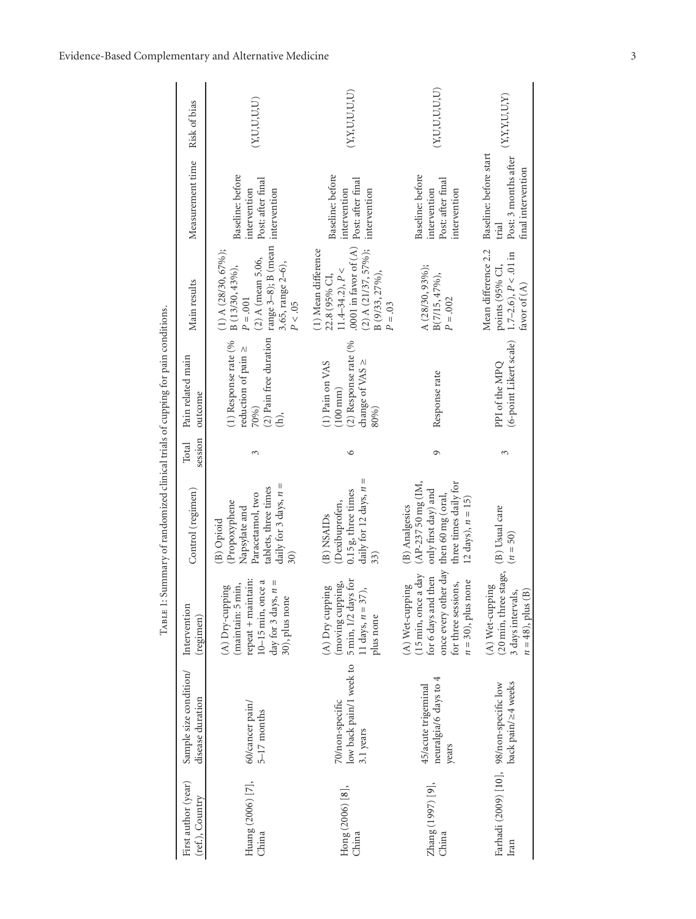Table 1: Summary of randomized clinical trials of cupping for pain conditions.

| First author (year) (ref.), Country | Sample size condition/ disease duration | Intervention (regimen) | Control (regimen) | Total session | Pain related main outcome | Main results | Measurement time | Risk of bias |
|---|---|---|---|---|---|---|---|---|
| Huang (2006) [7], China | 60/cancer pain/ 5–17 months | (A) Dry-cupping (maintain: 5 min, repeat + maintain: 10–15 min, once a day for 3 days, $n$ = 30), plus none | (B) Opioid (Propoxyphene Napsylate and Paracetamol, two tablets, three times daily for 3 days, $n$ = 30) | 3 | (1) Response rate (% reduction of pain ≥ 70%) (2) Pain free duration (h), | (1) A (28/30, 67%); B (13/30, 43%), $P = .001$ (2) A (mean 5.06, range 3–8); B (mean 3.65, range 2–6), $P < .05$ | Baseline: before intervention Post: after final intervention | (Y,U,U,U,U) |
| Hong (2006) [8], China | 70/non-specific low back pain/1 week to 3.1 years | (A) Dry cupping (moving cupping, 5 min, 1/2 days for 11 days, $n$ = 37), plus none | (B) NSAIDs (Dexibuprofen, 0.15 g, three times daily for 12 days, $n$ = 33) | 6 | (1) Pain on VAS (100 mm) (2) Response rate (% change of VAS ≥ 80%) | (1) Mean difference 22.8 (95% CI, 11.4–34.2), $P <$ .0001 in favor of (A) (2) A (21/37, 57%); B (9/33, 27%), $P = .03$ | Baseline: before intervention Post: after final intervention | (Y,Y,U,U,U,U) |
| Zhang (1997) [9], China | 45/acute trigeminal neuralgia/6 days to 4 years | (A) Wet-cupping (15 min, once a day for 6 days and then once every other day for three sessions, $n$ = 30), plus none | (B) Analgesics (AP-237 50 mg (IM, only first day) and then 60 mg (oral, three times daily for 12 days), $n$ = 15) | 9 | Response rate | A (28/30, 93%); B(7/15, 47%), $P = .002$ | Baseline: before intervention Post: after final intervention | (Y,U,U,U,U,U) |
| Farhadi (2009) [10], Iran | 98/non-specific low back pain/≥4 weeks | (A) Wet-cupping (20 min, three stage, 3 days intervals, $n$ = 48), plus (B) | (B) Usual care ($n$ = 50) | 3 | PPI of the MPQ (6-point Likert scale) | Mean difference 2.2 points (95% CI, 1.7–2.6), $P < .01$ in favor of (A) | Baseline: before start trial Post: 3 months after final intervention | (Y,Y,Y,U,Y) |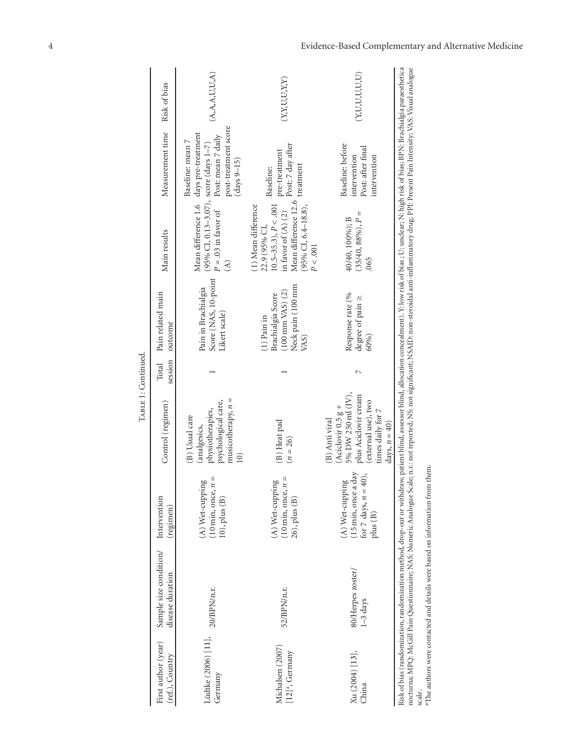Table 1: Continued.

| First author (year) (ref.), Country | Sample size condition/ disease duration | Intervention (regimen) | Control (regimen) | Total session | Pain related main outcome | Main results | Measurement time | Risk of bias |
|---|---|---|---|---|---|---|---|---|
| Lüdtke (2006) [11], Germany | 20/BPN/n.r. | (A) Wet-cupping (10 min, once, $n = 10$), plus (B) | (B) Usual care (analgesics, physiotherapies, psychological care, musicotherapy, $n = 10$) | 1 | Pain in Brachialgia Score (NAS, 10-point Likert scale) | Mean difference 1.6 (95% CI, 0.13–3.07), $P = .03$ in favor of (A) | Baseline: mean 7 days pre-treatment score (days 1–7) Post: mean 7 daily post-treatment score (days 9–15) | (A,A,A,U,U,A) |
| Michalsen (2007) [12][a], Germany | 52/BPN/n.r. | (A) Wet-cupping (10 min, once, $n = 26$), plus (B) | (B) Heat pad ($n = 26$) | 1 | (1) Pain in Brachialgia Score (100 mm VAS) (2) Neck pain (100 mm VAS) | (1) Mean difference 22.9 (95% CI, 10.5–35.3), $P < .001$ in favor of (A) (2) Mean difference 12.6 (95% CI, 6.4–18.8), $P < .001$ | Baseline: pre-treatment Post: 7 day after treatment | (Y,Y,U,Y,Y) |
| Xu (2004) [13], China | 80/Herpes zoster/ 1–3 days | (A) Wet-cupping (15 min, once a day for 7 days, $n = 40$), plus (B) | (B) Anti viral (Aciclovir 0.5 g + 5% DW 250 ml (IV), plus Aciclovir cream (external use), two times daily for 7 days, $n = 40$) | 7 | Response rate (% degree of pain ≥ 60%) | 40/40, 100%); B (35/40, 88%), $P = .065$ | Baseline: before intervention Post: after final intervention | (Y,U,U,U,U,U) |

Risk of bias (randomization, randomization method, drop-out or withdraw, patient blind, assessor blind, allocation concealment). Y: low risk of bias ; U: unclear; N: high risk of bias; BPN: Brachialgia paraesthetica nocturna; MPQ: McGill Pain Questionnaire; NAS: Numeric Analogue Scale; n.r.: not reported; NS: not significant; NSAID: non-steroidal anti-inflammatory drug; PPI: Present Pain Intensity; VAS: Visual analogue scale.

[a]The authors were contacted and details were based on information from them.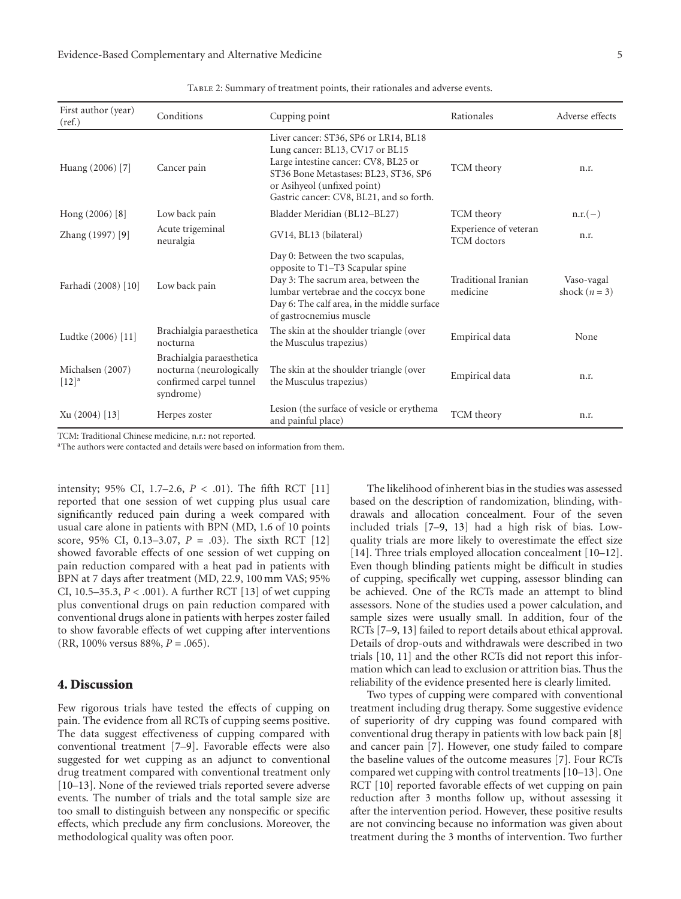Table 2: Summary of treatment points, their rationales and adverse events.

| First author (year) (ref.) | Conditions | Cupping point | Rationales | Adverse effects |
|---|---|---|---|---|
| Huang (2006) [7] | Cancer pain | Liver cancer: ST36, SP6 or LR14, BL18<br>Lung cancer: BL13, CV17 or BL15<br>Large intestine cancer: CV8, BL25 or ST36 Bone Metastases: BL23, ST36, SP6 or Asihyeol (unfixed point)<br>Gastric cancer: CV8, BL21, and so forth. | TCM theory | n.r. |
| Hong (2006) [8] | Low back pain | Bladder Meridian (BL12–BL27) | TCM theory | n.r.(−) |
| Zhang (1997) [9] | Acute trigeminal neuralgia | GV14, BL13 (bilateral) | Experience of veteran TCM doctors | n.r. |
| Farhadi (2008) [10] | Low back pain | Day 0: Between the two scapulas, opposite to T1–T3 Scapular spine<br>Day 3: The sacrum area, between the lumbar vertebrae and the coccyx bone<br>Day 6: The calf area, in the middle surface of gastrocnemius muscle | Traditional Iranian medicine | Vaso-vagal shock ($n = 3$) |
| Ludtke (2006) [11] | Brachialgia paraesthetica nocturna | The skin at the shoulder triangle (over the Musculus trapezius) | Empirical data | None |
| Michalsen (2007) [12][a] | Brachialgia paraesthetica nocturna (neurologically confirmed carpel tunnel syndrome) | The skin at the shoulder triangle (over the Musculus trapezius) | Empirical data | n.r. |
| Xu (2004) [13] | Herpes zoster | Lesion (the surface of vesicle or erythema and painful place) | TCM theory | n.r. |

TCM: Traditional Chinese medicine, n.r.: not reported.
[a]The authors were contacted and details were based on information from them.

intensity; 95% CI, 1.7–2.6, $P < .01$). The fifth RCT [11] reported that one session of wet cupping plus usual care significantly reduced pain during a week compared with usual care alone in patients with BPN (MD, 1.6 of 10 points score, 95% CI, 0.13–3.07, $P = .03$). The sixth RCT [12] showed favorable effects of one session of wet cupping on pain reduction compared with a heat pad in patients with BPN at 7 days after treatment (MD, 22.9, 100 mm VAS; 95% CI, 10.5–35.3, $P < .001$). A further RCT [13] of wet cupping plus conventional drugs on pain reduction compared with conventional drugs alone in patients with herpes zoster failed to show favorable effects of wet cupping after interventions (RR, 100% versus 88%, $P = .065$).

## 4. Discussion

Few rigorous trials have tested the effects of cupping on pain. The evidence from all RCTs of cupping seems positive. The data suggest effectiveness of cupping compared with conventional treatment [7–9]. Favorable effects were also suggested for wet cupping as an adjunct to conventional drug treatment compared with conventional treatment only [10–13]. None of the reviewed trials reported severe adverse events. The number of trials and the total sample size are too small to distinguish between any nonspecific or specific effects, which preclude any firm conclusions. Moreover, the methodological quality was often poor.

The likelihood of inherent bias in the studies was assessed based on the description of randomization, blinding, withdrawals and allocation concealment. Four of the seven included trials [7–9, 13] had a high risk of bias. Low-quality trials are more likely to overestimate the effect size [14]. Three trials employed allocation concealment [10–12]. Even though blinding patients might be difficult in studies of cupping, specifically wet cupping, assessor blinding can be achieved. One of the RCTs made an attempt to blind assessors. None of the studies used a power calculation, and sample sizes were usually small. In addition, four of the RCTs [7–9, 13] failed to report details about ethical approval. Details of drop-outs and withdrawals were described in two trials [10, 11] and the other RCTs did not report this information which can lead to exclusion or attrition bias. Thus the reliability of the evidence presented here is clearly limited.

Two types of cupping were compared with conventional treatment including drug therapy. Some suggestive evidence of superiority of dry cupping was found compared with conventional drug therapy in patients with low back pain [8] and cancer pain [7]. However, one study failed to compare the baseline values of the outcome measures [7]. Four RCTs compared wet cupping with control treatments [10–13]. One RCT [10] reported favorable effects of wet cupping on pain reduction after 3 months follow up, without assessing it after the intervention period. However, these positive results are not convincing because no information was given about treatment during the 3 months of intervention. Two further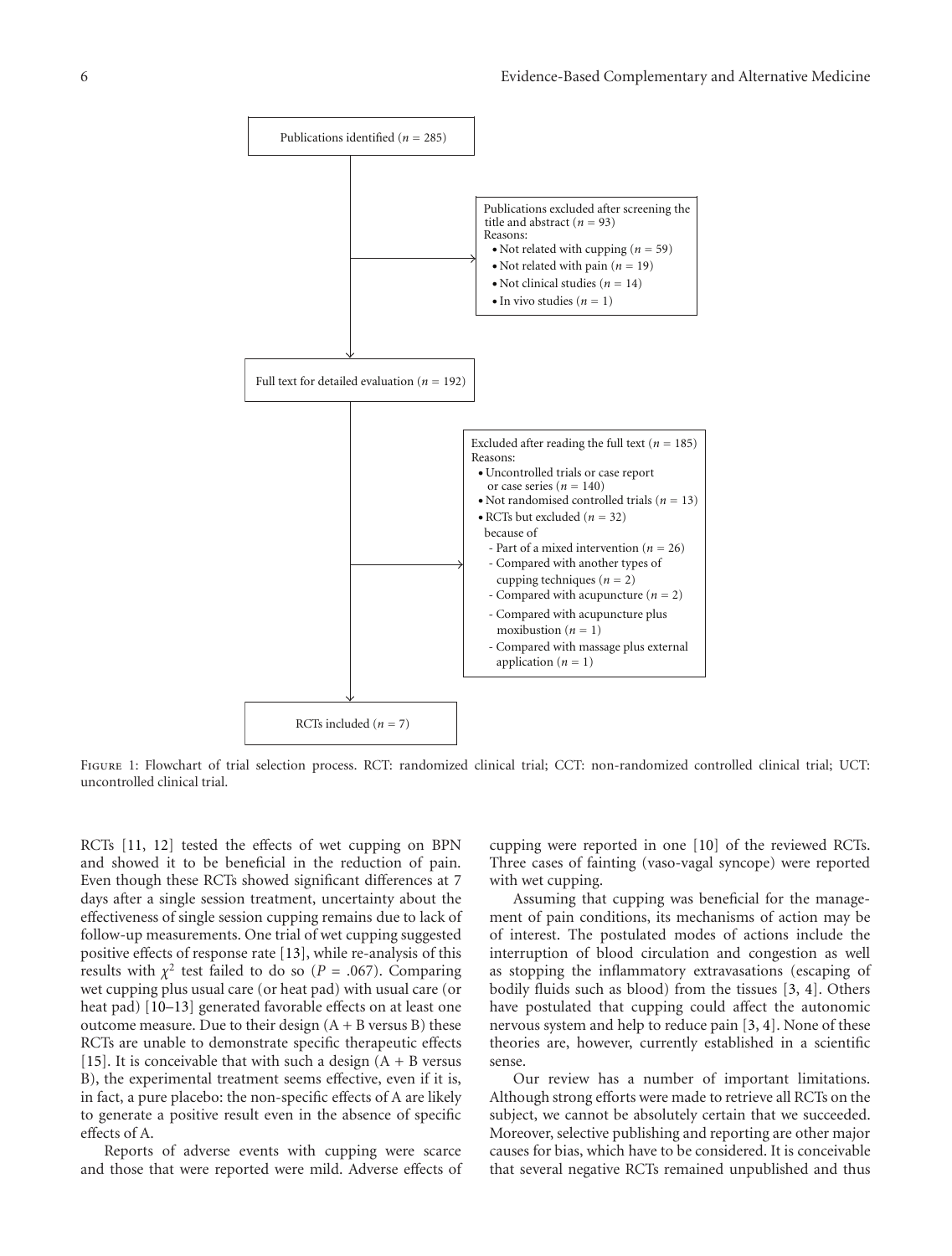Publications identified ($n$ = 285)

Publications excluded after screening the title and abstract ($n$ = 93)
Reasons:
- Not related with cupping ($n$ = 59)
- Not related with pain ($n$ = 19)
- Not clinical studies ($n$ = 14)
- In vivo studies ($n$ = 1)

Full text for detailed evaluation ($n$ = 192)

Excluded after reading the full text ($n$ = 185)
Reasons:
- Uncontrolled trials or case report or case series ($n$ = 140)
- Not randomised controlled trials ($n$ = 13)
- RCTs but excluded ($n$ = 32) because of
  - Part of a mixed intervention ($n$ = 26)
  - Compared with another types of cupping techniques ($n$ = 2)
  - Compared with acupuncture ($n$ = 2)
  - Compared with acupuncture plus moxibustion ($n$ = 1)
  - Compared with massage plus external application ($n$ = 1)

RCTs included ($n$ = 7)

Figure 1: Flowchart of trial selection process. RCT: randomized clinical trial; CCT: non-randomized controlled clinical trial; UCT: uncontrolled clinical trial.

RCTs [11, 12] tested the effects of wet cupping on BPN and showed it to be beneficial in the reduction of pain. Even though these RCTs showed significant differences at 7 days after a single session treatment, uncertainty about the effectiveness of single session cupping remains due to lack of follow-up measurements. One trial of wet cupping suggested positive effects of response rate [13], while re-analysis of this results with $\chi^2$ test failed to do so ($P$ = .067). Comparing wet cupping plus usual care (or heat pad) with usual care (or heat pad) [10–13] generated favorable effects on at least one outcome measure. Due to their design (A + B versus B) these RCTs are unable to demonstrate specific therapeutic effects [15]. It is conceivable that with such a design (A + B versus B), the experimental treatment seems effective, even if it is, in fact, a pure placebo: the non-specific effects of A are likely to generate a positive result even in the absence of specific effects of A.

Reports of adverse events with cupping were scarce and those that were reported were mild. Adverse effects of cupping were reported in one [10] of the reviewed RCTs. Three cases of fainting (vaso-vagal syncope) were reported with wet cupping.

Assuming that cupping was beneficial for the management of pain conditions, its mechanisms of action may be of interest. The postulated modes of actions include the interruption of blood circulation and congestion as well as stopping the inflammatory extravasations (escaping of bodily fluids such as blood) from the tissues [3, 4]. Others have postulated that cupping could affect the autonomic nervous system and help to reduce pain [3, 4]. None of these theories are, however, currently established in a scientific sense.

Our review has a number of important limitations. Although strong efforts were made to retrieve all RCTs on the subject, we cannot be absolutely certain that we succeeded. Moreover, selective publishing and reporting are other major causes for bias, which have to be considered. It is conceivable that several negative RCTs remained unpublished and thus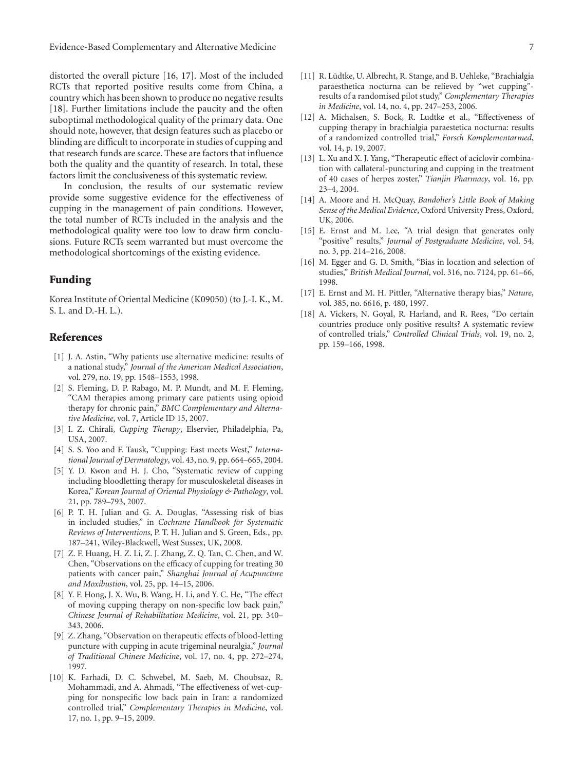distorted the overall picture [16, 17]. Most of the included RCTs that reported positive results come from China, a country which has been shown to produce no negative results [18]. Further limitations include the paucity and the often suboptimal methodological quality of the primary data. One should note, however, that design features such as placebo or blinding are difficult to incorporate in studies of cupping and that research funds are scarce. These are factors that influence both the quality and the quantity of research. In total, these factors limit the conclusiveness of this systematic review.

In conclusion, the results of our systematic review provide some suggestive evidence for the effectiveness of cupping in the management of pain conditions. However, the total number of RCTs included in the analysis and the methodological quality were too low to draw firm conclusions. Future RCTs seem warranted but must overcome the methodological shortcomings of the existing evidence.

## Funding

Korea Institute of Oriental Medicine (K09050) (to J.-I. K., M. S. L. and D.-H. L.).

## References

[1] J. A. Astin, "Why patients use alternative medicine: results of a national study," *Journal of the American Medical Association*, vol. 279, no. 19, pp. 1548–1553, 1998.

[2] S. Fleming, D. P. Rabago, M. P. Mundt, and M. F. Fleming, "CAM therapies among primary care patients using opioid therapy for chronic pain," *BMC Complementary and Alternative Medicine*, vol. 7, Article ID 15, 2007.

[3] I. Z. Chirali, *Cupping Therapy*, Elservier, Philadelphia, Pa, USA, 2007.

[4] S. S. Yoo and F. Tausk, "Cupping: East meets West," *International Journal of Dermatology*, vol. 43, no. 9, pp. 664–665, 2004.

[5] Y. D. Kwon and H. J. Cho, "Systematic review of cupping including bloodletting therapy for musculoskeletal diseases in Korea," *Korean Journal of Oriental Physiology & Pathology*, vol. 21, pp. 789–793, 2007.

[6] P. T. H. Julian and G. A. Douglas, "Assessing risk of bias in included studies," in *Cochrane Handbook for Systematic Reviews of Interventions*, P. T. H. Julian and S. Green, Eds., pp. 187–241, Wiley-Blackwell, West Sussex, UK, 2008.

[7] Z. F. Huang, H. Z. Li, Z. J. Zhang, Z. Q. Tan, C. Chen, and W. Chen, "Observations on the efficacy of cupping for treating 30 patients with cancer pain," *Shanghai Journal of Acupuncture and Moxibustion*, vol. 25, pp. 14–15, 2006.

[8] Y. F. Hong, J. X. Wu, B. Wang, H. Li, and Y. C. He, "The effect of moving cupping therapy on non-specific low back pain," *Chinese Journal of Rehabilitation Medicine*, vol. 21, pp. 340–343, 2006.

[9] Z. Zhang, "Observation on therapeutic effects of blood-letting puncture with cupping in acute trigeminal neuralgia," *Journal of Traditional Chinese Medicine*, vol. 17, no. 4, pp. 272–274, 1997.

[10] K. Farhadi, D. C. Schwebel, M. Saeb, M. Choubsaz, R. Mohammadi, and A. Ahmadi, "The effectiveness of wet-cupping for nonspecific low back pain in Iran: a randomized controlled trial," *Complementary Therapies in Medicine*, vol. 17, no. 1, pp. 9–15, 2009.

[11] R. Lüdtke, U. Albrecht, R. Stange, and B. Uehleke, "Brachialgia paraesthetica nocturna can be relieved by "wet cupping"-results of a randomised pilot study," *Complementary Therapies in Medicine*, vol. 14, no. 4, pp. 247–253, 2006.

[12] A. Michalsen, S. Bock, R. Ludtke et al., "Effectiveness of cupping therapy in brachialgia paraestetica nocturna: results of a randomized controlled trial," *Forsch Komplementarmed*, vol. 14, p. 19, 2007.

[13] L. Xu and X. J. Yang, "Therapeutic effect of aciclovir combination with callateral-puncturing and cupping in the treatment of 40 cases of herpes zoster," *Tianjin Pharmacy*, vol. 16, pp. 23–4, 2004.

[14] A. Moore and H. McQuay, *Bandolier's Little Book of Making Sense of the Medical Evidence*, Oxford University Press, Oxford, UK, 2006.

[15] E. Ernst and M. Lee, "A trial design that generates only "positive" results," *Journal of Postgraduate Medicine*, vol. 54, no. 3, pp. 214–216, 2008.

[16] M. Egger and G. D. Smith, "Bias in location and selection of studies," *British Medical Journal*, vol. 316, no. 7124, pp. 61–66, 1998.

[17] E. Ernst and M. H. Pittler, "Alternative therapy bias," *Nature*, vol. 385, no. 6616, p. 480, 1997.

[18] A. Vickers, N. Goyal, R. Harland, and R. Rees, "Do certain countries produce only positive results? A systematic review of controlled trials," *Controlled Clinical Trials*, vol. 19, no. 2, pp. 159–166, 1998.